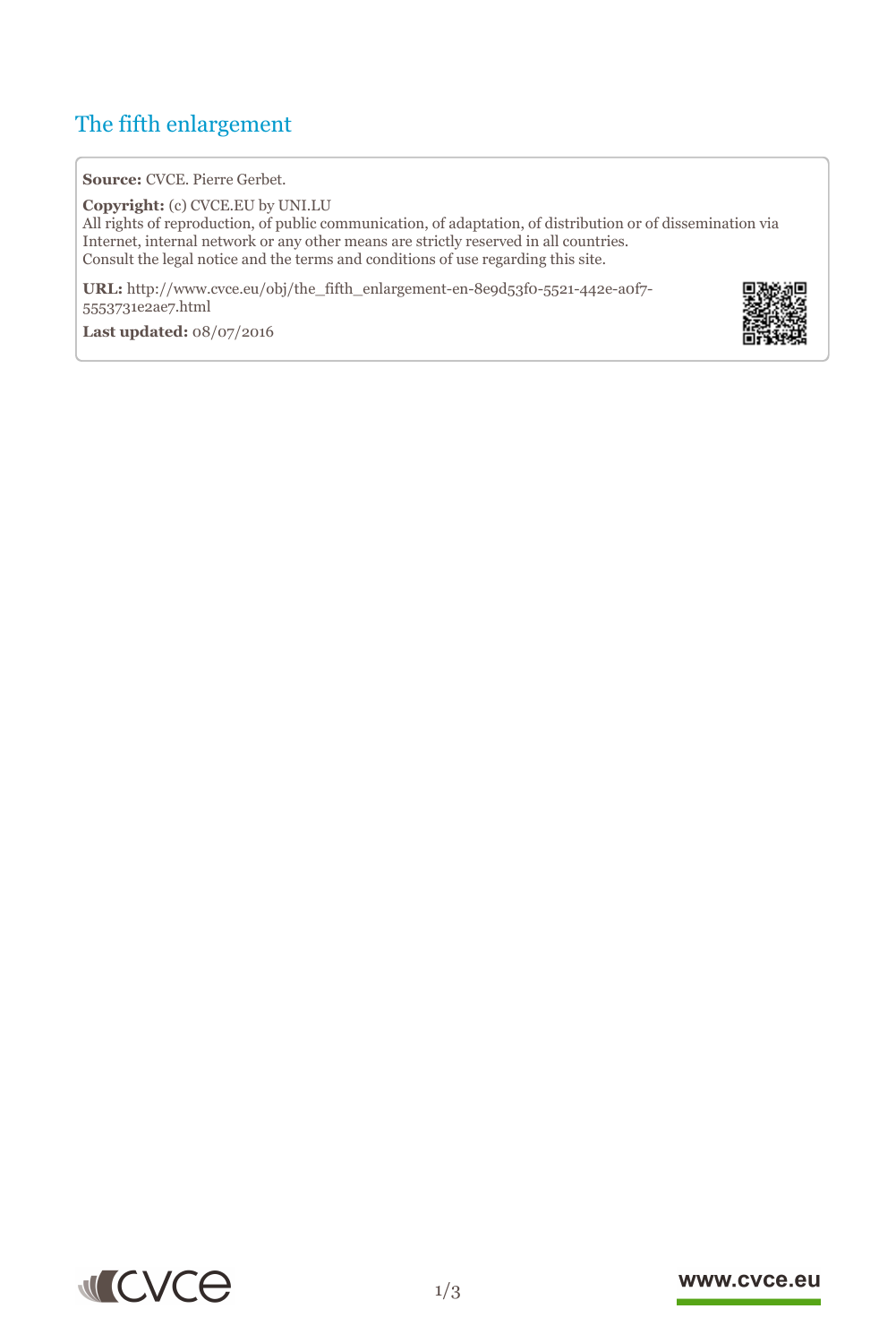# The fifth enlargement

**Source:** CVCE. Pierre Gerbet.

**Copyright:** (c) CVCE.EU by UNI.LU
All rights of reproduction, of public communication, of adaptation, of distribution or of dissemination via Internet, internal network or any other means are strictly reserved in all countries.
Consult the legal notice and the terms and conditions of use regarding this site.

**URL:** http://www.cvce.eu/obj/the_fifth_enlargement-en-8e9d53f0-5521-442e-a0f7-5553731e2ae7.html

**Last updated:** 08/07/2016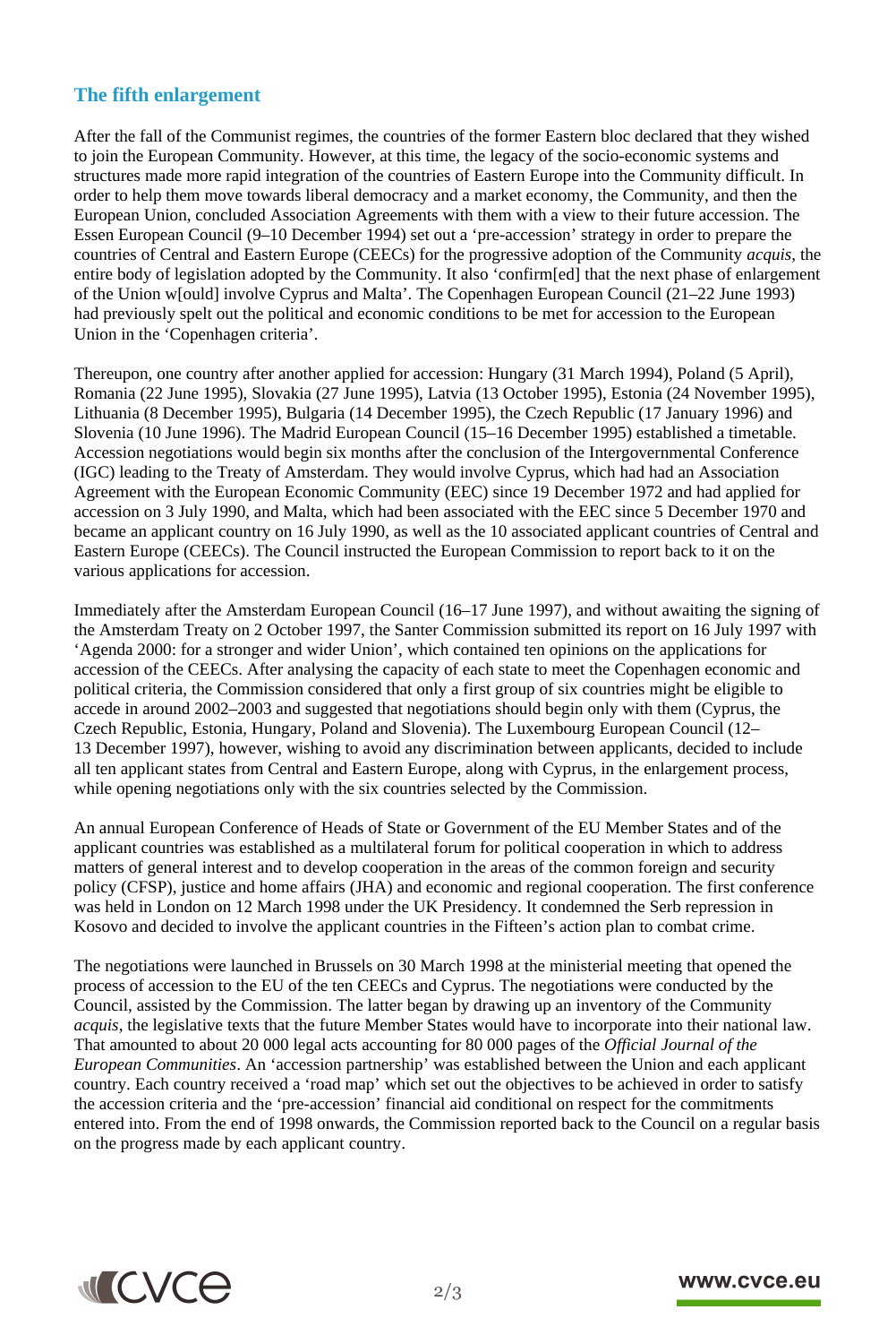## The fifth enlargement

After the fall of the Communist regimes, the countries of the former Eastern bloc declared that they wished to join the European Community. However, at this time, the legacy of the socio-economic systems and structures made more rapid integration of the countries of Eastern Europe into the Community difficult. In order to help them move towards liberal democracy and a market economy, the Community, and then the European Union, concluded Association Agreements with them with a view to their future accession. The Essen European Council (9–10 December 1994) set out a 'pre-accession' strategy in order to prepare the countries of Central and Eastern Europe (CEECs) for the progressive adoption of the Community *acquis*, the entire body of legislation adopted by the Community. It also 'confirm[ed] that the next phase of enlargement of the Union w[ould] involve Cyprus and Malta'. The Copenhagen European Council (21–22 June 1993) had previously spelt out the political and economic conditions to be met for accession to the European Union in the 'Copenhagen criteria'.

Thereupon, one country after another applied for accession: Hungary (31 March 1994), Poland (5 April), Romania (22 June 1995), Slovakia (27 June 1995), Latvia (13 October 1995), Estonia (24 November 1995), Lithuania (8 December 1995), Bulgaria (14 December 1995), the Czech Republic (17 January 1996) and Slovenia (10 June 1996). The Madrid European Council (15–16 December 1995) established a timetable. Accession negotiations would begin six months after the conclusion of the Intergovernmental Conference (IGC) leading to the Treaty of Amsterdam. They would involve Cyprus, which had had an Association Agreement with the European Economic Community (EEC) since 19 December 1972 and had applied for accession on 3 July 1990, and Malta, which had been associated with the EEC since 5 December 1970 and became an applicant country on 16 July 1990, as well as the 10 associated applicant countries of Central and Eastern Europe (CEECs). The Council instructed the European Commission to report back to it on the various applications for accession.

Immediately after the Amsterdam European Council (16–17 June 1997), and without awaiting the signing of the Amsterdam Treaty on 2 October 1997, the Santer Commission submitted its report on 16 July 1997 with 'Agenda 2000: for a stronger and wider Union', which contained ten opinions on the applications for accession of the CEECs. After analysing the capacity of each state to meet the Copenhagen economic and political criteria, the Commission considered that only a first group of six countries might be eligible to accede in around 2002–2003 and suggested that negotiations should begin only with them (Cyprus, the Czech Republic, Estonia, Hungary, Poland and Slovenia). The Luxembourg European Council (12–13 December 1997), however, wishing to avoid any discrimination between applicants, decided to include all ten applicant states from Central and Eastern Europe, along with Cyprus, in the enlargement process, while opening negotiations only with the six countries selected by the Commission.

An annual European Conference of Heads of State or Government of the EU Member States and of the applicant countries was established as a multilateral forum for political cooperation in which to address matters of general interest and to develop cooperation in the areas of the common foreign and security policy (CFSP), justice and home affairs (JHA) and economic and regional cooperation. The first conference was held in London on 12 March 1998 under the UK Presidency. It condemned the Serb repression in Kosovo and decided to involve the applicant countries in the Fifteen's action plan to combat crime.

The negotiations were launched in Brussels on 30 March 1998 at the ministerial meeting that opened the process of accession to the EU of the ten CEECs and Cyprus. The negotiations were conducted by the Council, assisted by the Commission. The latter began by drawing up an inventory of the Community *acquis*, the legislative texts that the future Member States would have to incorporate into their national law. That amounted to about 20 000 legal acts accounting for 80 000 pages of the *Official Journal of the European Communities*. An 'accession partnership' was established between the Union and each applicant country. Each country received a 'road map' which set out the objectives to be achieved in order to satisfy the accession criteria and the 'pre-accession' financial aid conditional on respect for the commitments entered into. From the end of 1998 onwards, the Commission reported back to the Council on a regular basis on the progress made by each applicant country.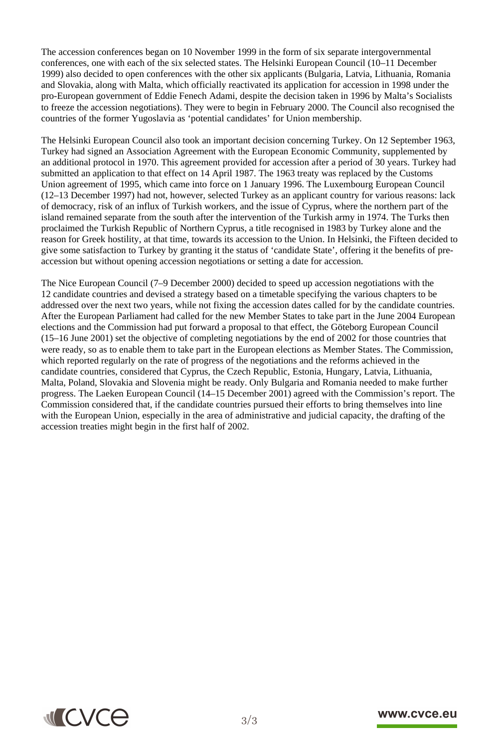The accession conferences began on 10 November 1999 in the form of six separate intergovernmental conferences, one with each of the six selected states. The Helsinki European Council (10–11 December 1999) also decided to open conferences with the other six applicants (Bulgaria, Latvia, Lithuania, Romania and Slovakia, along with Malta, which officially reactivated its application for accession in 1998 under the pro-European government of Eddie Fenech Adami, despite the decision taken in 1996 by Malta's Socialists to freeze the accession negotiations). They were to begin in February 2000. The Council also recognised the countries of the former Yugoslavia as 'potential candidates' for Union membership.

The Helsinki European Council also took an important decision concerning Turkey. On 12 September 1963, Turkey had signed an Association Agreement with the European Economic Community, supplemented by an additional protocol in 1970. This agreement provided for accession after a period of 30 years. Turkey had submitted an application to that effect on 14 April 1987. The 1963 treaty was replaced by the Customs Union agreement of 1995, which came into force on 1 January 1996. The Luxembourg European Council (12–13 December 1997) had not, however, selected Turkey as an applicant country for various reasons: lack of democracy, risk of an influx of Turkish workers, and the issue of Cyprus, where the northern part of the island remained separate from the south after the intervention of the Turkish army in 1974. The Turks then proclaimed the Turkish Republic of Northern Cyprus, a title recognised in 1983 by Turkey alone and the reason for Greek hostility, at that time, towards its accession to the Union. In Helsinki, the Fifteen decided to give some satisfaction to Turkey by granting it the status of 'candidate State', offering it the benefits of pre-accession but without opening accession negotiations or setting a date for accession.

The Nice European Council (7–9 December 2000) decided to speed up accession negotiations with the 12 candidate countries and devised a strategy based on a timetable specifying the various chapters to be addressed over the next two years, while not fixing the accession dates called for by the candidate countries. After the European Parliament had called for the new Member States to take part in the June 2004 European elections and the Commission had put forward a proposal to that effect, the Göteborg European Council (15–16 June 2001) set the objective of completing negotiations by the end of 2002 for those countries that were ready, so as to enable them to take part in the European elections as Member States. The Commission, which reported regularly on the rate of progress of the negotiations and the reforms achieved in the candidate countries, considered that Cyprus, the Czech Republic, Estonia, Hungary, Latvia, Lithuania, Malta, Poland, Slovakia and Slovenia might be ready. Only Bulgaria and Romania needed to make further progress. The Laeken European Council (14–15 December 2001) agreed with the Commission's report. The Commission considered that, if the candidate countries pursued their efforts to bring themselves into line with the European Union, especially in the area of administrative and judicial capacity, the drafting of the accession treaties might begin in the first half of 2002.